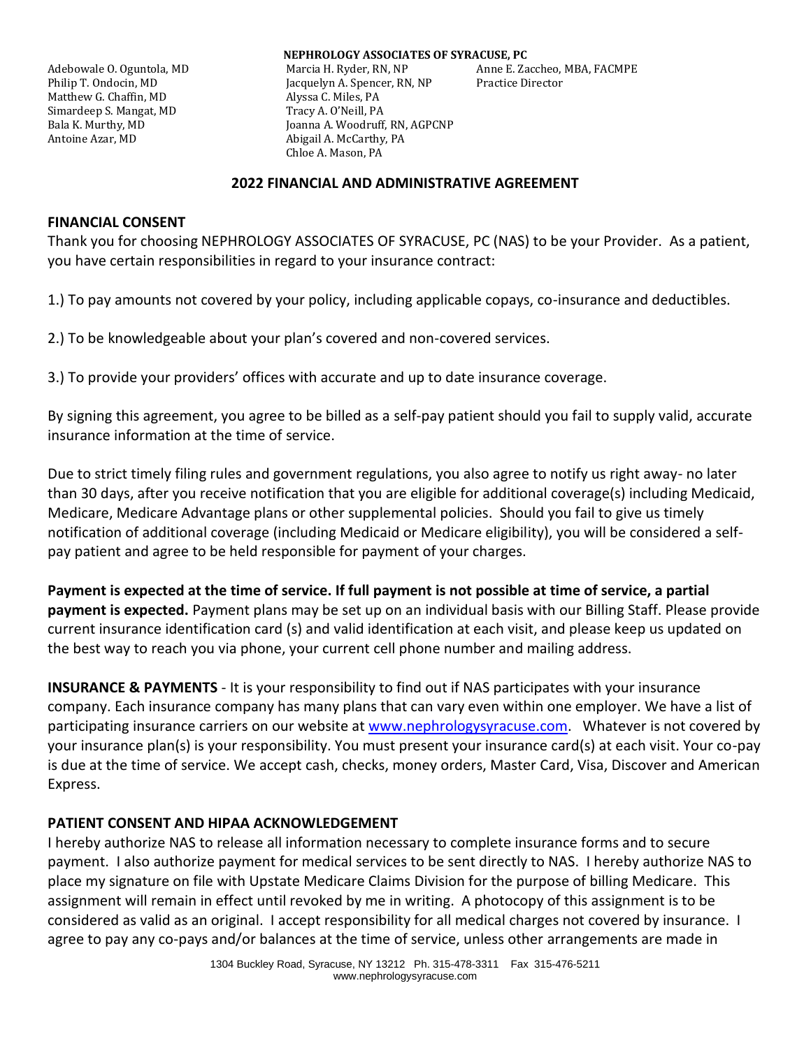**NEPHROLOGY ASSOCIATES OF SYRACUSE, PC**

| | | |
|---|---|---|
| Adebowale O. Oguntola, MD | Marcia H. Ryder, RN, NP | Anne E. Zaccheo, MBA, FACMPE |
| Philip T. Ondocin, MD | Jacquelyn A. Spencer, RN, NP | Practice Director |
| Matthew G. Chaffin, MD | Alyssa C. Miles, PA | |
| Simardeep S. Mangat, MD | Tracy A. O'Neill, PA | |
| Bala K. Murthy, MD | Joanna A. Woodruff, RN, AGPCNP | |
| Antoine Azar, MD | Abigail A. McCarthy, PA | |
| | Chloe A. Mason, PA | |

## 2022 FINANCIAL AND ADMINISTRATIVE AGREEMENT

### FINANCIAL CONSENT

Thank you for choosing NEPHROLOGY ASSOCIATES OF SYRACUSE, PC (NAS) to be your Provider. As a patient, you have certain responsibilities in regard to your insurance contract:

1.) To pay amounts not covered by your policy, including applicable copays, co-insurance and deductibles.

2.) To be knowledgeable about your plan's covered and non-covered services.

3.) To provide your providers' offices with accurate and up to date insurance coverage.

By signing this agreement, you agree to be billed as a self-pay patient should you fail to supply valid, accurate insurance information at the time of service.

Due to strict timely filing rules and government regulations, you also agree to notify us right away- no later than 30 days, after you receive notification that you are eligible for additional coverage(s) including Medicaid, Medicare, Medicare Advantage plans or other supplemental policies. Should you fail to give us timely notification of additional coverage (including Medicaid or Medicare eligibility), you will be considered a self-pay patient and agree to be held responsible for payment of your charges.

**Payment is expected at the time of service. If full payment is not possible at time of service, a partial payment is expected.** Payment plans may be set up on an individual basis with our Billing Staff. Please provide current insurance identification card (s) and valid identification at each visit, and please keep us updated on the best way to reach you via phone, your current cell phone number and mailing address.

**INSURANCE & PAYMENTS** - It is your responsibility to find out if NAS participates with your insurance company. Each insurance company has many plans that can vary even within one employer. We have a list of participating insurance carriers on our website at [www.nephrologysyracuse.com](http://www.nephrologysyracuse.com). Whatever is not covered by your insurance plan(s) is your responsibility. You must present your insurance card(s) at each visit. Your co-pay is due at the time of service. We accept cash, checks, money orders, Master Card, Visa, Discover and American Express.

### PATIENT CONSENT AND HIPAA ACKNOWLEDGEMENT

I hereby authorize NAS to release all information necessary to complete insurance forms and to secure payment. I also authorize payment for medical services to be sent directly to NAS. I hereby authorize NAS to place my signature on file with Upstate Medicare Claims Division for the purpose of billing Medicare. This assignment will remain in effect until revoked by me in writing. A photocopy of this assignment is to be considered as valid as an original. I accept responsibility for all medical charges not covered by insurance. I agree to pay any co-pays and/or balances at the time of service, unless other arrangements are made in

1304 Buckley Road, Syracuse, NY 13212 Ph. 315-478-3311 Fax 315-476-5211
www.nephrologysyracuse.com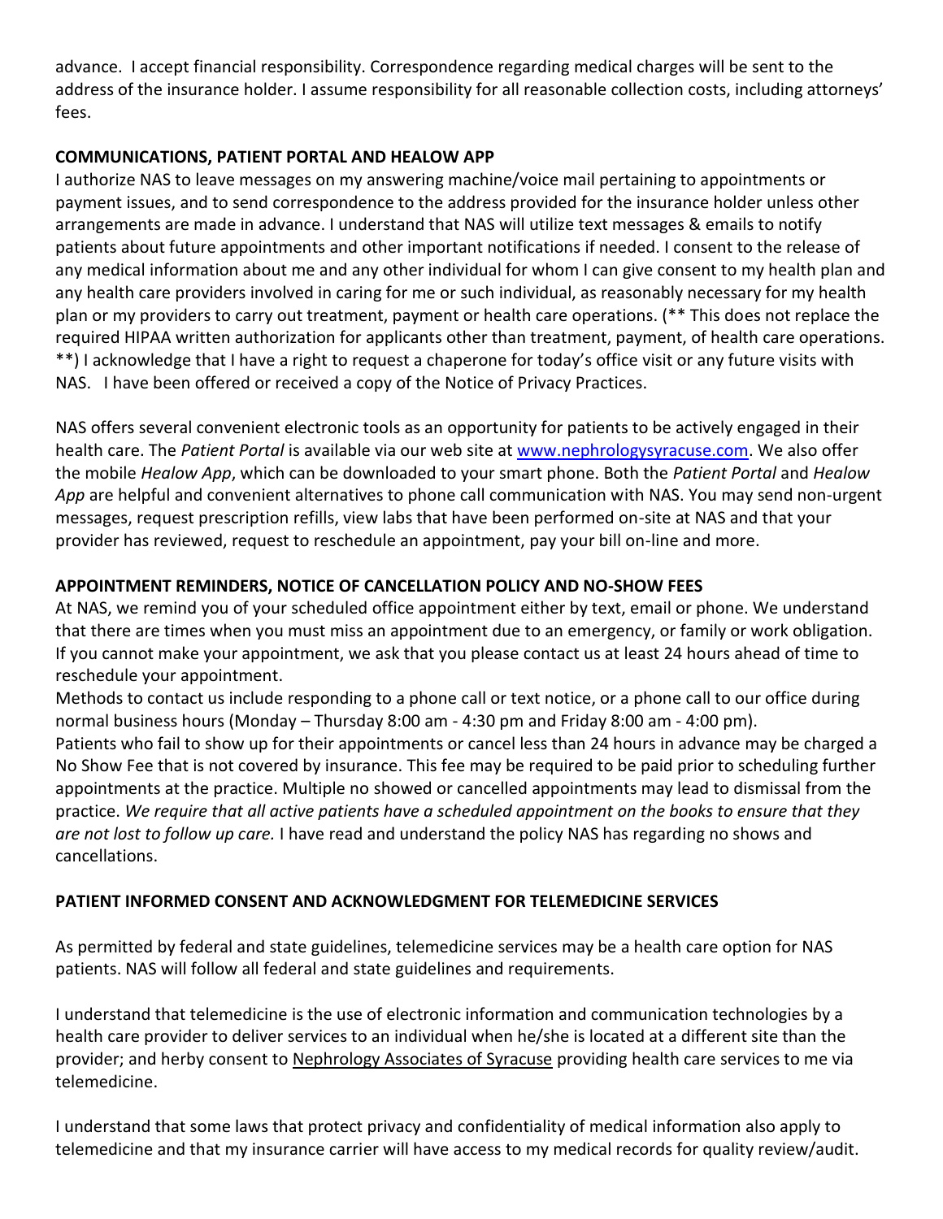advance. I accept financial responsibility. Correspondence regarding medical charges will be sent to the address of the insurance holder. I assume responsibility for all reasonable collection costs, including attorneys' fees.

**COMMUNICATIONS, PATIENT PORTAL AND HEALOW APP**

I authorize NAS to leave messages on my answering machine/voice mail pertaining to appointments or payment issues, and to send correspondence to the address provided for the insurance holder unless other arrangements are made in advance. I understand that NAS will utilize text messages & emails to notify patients about future appointments and other important notifications if needed. I consent to the release of any medical information about me and any other individual for whom I can give consent to my health plan and any health care providers involved in caring for me or such individual, as reasonably necessary for my health plan or my providers to carry out treatment, payment or health care operations. (** This does not replace the required HIPAA written authorization for applicants other than treatment, payment, of health care operations. **) I acknowledge that I have a right to request a chaperone for today's office visit or any future visits with NAS. I have been offered or received a copy of the Notice of Privacy Practices.

NAS offers several convenient electronic tools as an opportunity for patients to be actively engaged in their health care. The *Patient Portal* is available via our web site at [www.nephrologysyracuse.com](www.nephrologysyracuse.com). We also offer the mobile *Healow App*, which can be downloaded to your smart phone. Both the *Patient Portal* and *Healow App* are helpful and convenient alternatives to phone call communication with NAS. You may send non-urgent messages, request prescription refills, view labs that have been performed on-site at NAS and that your provider has reviewed, request to reschedule an appointment, pay your bill on-line and more.

**APPOINTMENT REMINDERS, NOTICE OF CANCELLATION POLICY AND NO-SHOW FEES**

At NAS, we remind you of your scheduled office appointment either by text, email or phone. We understand that there are times when you must miss an appointment due to an emergency, or family or work obligation. If you cannot make your appointment, we ask that you please contact us at least 24 hours ahead of time to reschedule your appointment.

Methods to contact us include responding to a phone call or text notice, or a phone call to our office during normal business hours (Monday – Thursday 8:00 am - 4:30 pm and Friday 8:00 am - 4:00 pm).

Patients who fail to show up for their appointments or cancel less than 24 hours in advance may be charged a No Show Fee that is not covered by insurance. This fee may be required to be paid prior to scheduling further appointments at the practice. Multiple no showed or cancelled appointments may lead to dismissal from the practice. *We require that all active patients have a scheduled appointment on the books to ensure that they are not lost to follow up care.* I have read and understand the policy NAS has regarding no shows and cancellations.

**PATIENT INFORMED CONSENT AND ACKNOWLEDGMENT FOR TELEMEDICINE SERVICES**

As permitted by federal and state guidelines, telemedicine services may be a health care option for NAS patients. NAS will follow all federal and state guidelines and requirements.

I understand that telemedicine is the use of electronic information and communication technologies by a health care provider to deliver services to an individual when he/she is located at a different site than the provider; and herby consent to <u>Nephrology Associates of Syracuse</u> providing health care services to me via telemedicine.

I understand that some laws that protect privacy and confidentiality of medical information also apply to telemedicine and that my insurance carrier will have access to my medical records for quality review/audit.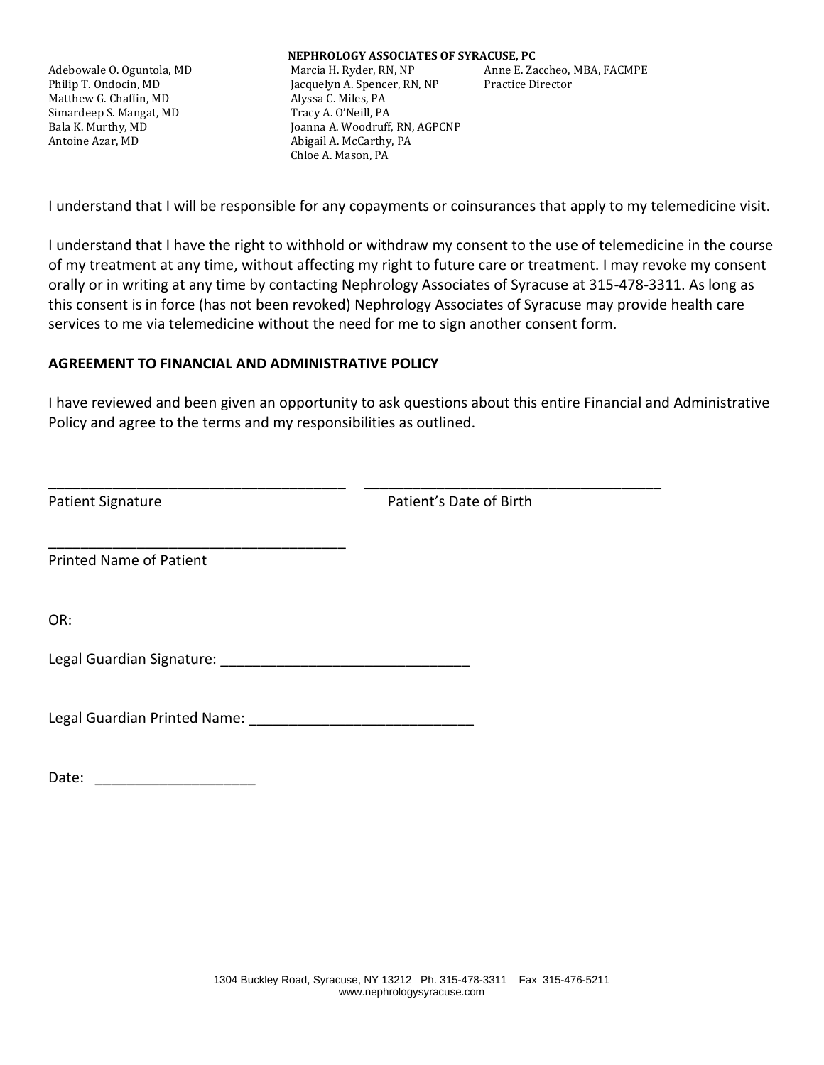**NEPHROLOGY ASSOCIATES OF SYRACUSE, PC**

Adebowale O. Oguntola, MD
Philip T. Ondocin, MD
Matthew G. Chaffin, MD
Simardeep S. Mangat, MD
Bala K. Murthy, MD
Antoine Azar, MD

Marcia H. Ryder, RN, NP
Jacquelyn A. Spencer, RN, NP
Alyssa C. Miles, PA
Tracy A. O'Neill, PA
Joanna A. Woodruff, RN, AGPCNP
Abigail A. McCarthy, PA
Chloe A. Mason, PA

Anne E. Zaccheo, MBA, FACMPE
Practice Director

I understand that I will be responsible for any copayments or coinsurances that apply to my telemedicine visit.

I understand that I have the right to withhold or withdraw my consent to the use of telemedicine in the course of my treatment at any time, without affecting my right to future care or treatment. I may revoke my consent orally or in writing at any time by contacting Nephrology Associates of Syracuse at 315-478-3311. As long as this consent is in force (has not been revoked) Nephrology Associates of Syracuse may provide health care services to me via telemedicine without the need for me to sign another consent form.

**AGREEMENT TO FINANCIAL AND ADMINISTRATIVE POLICY**

I have reviewed and been given an opportunity to ask questions about this entire Financial and Administrative Policy and agree to the terms and my responsibilities as outlined.

______________________________________ ______________________________________
Patient Signature Patient's Date of Birth

______________________________________
Printed Name of Patient

OR:

Legal Guardian Signature: _______________________________

Legal Guardian Printed Name: ____________________________

Date: ____________________

1304 Buckley Road, Syracuse, NY 13212 Ph. 315-478-3311 Fax 315-476-5211
www.nephrologysyracuse.com